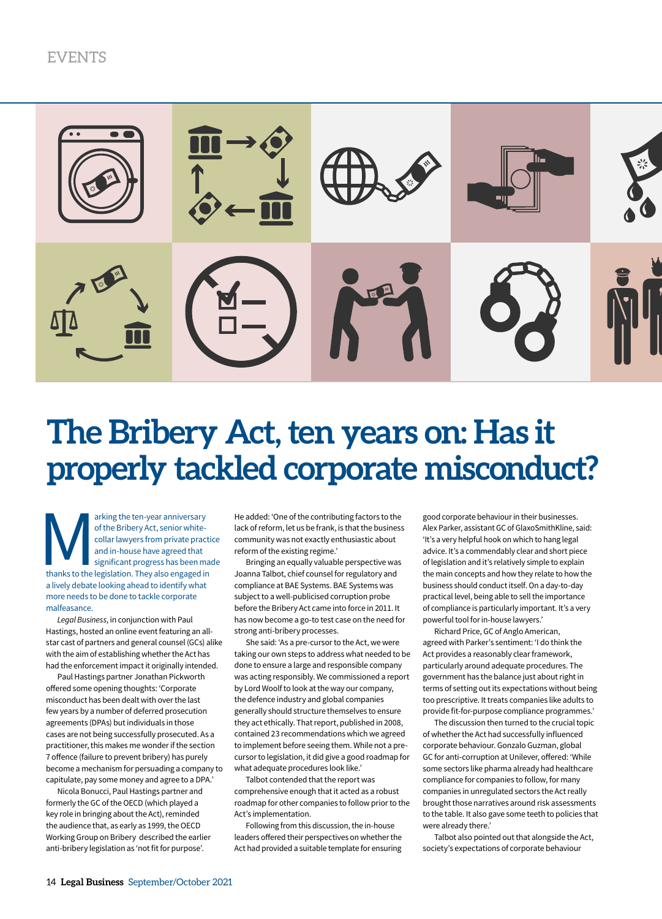# The Bribery Act, ten years on: Has it properly tackled corporate misconduct?

Marking the ten-year anniversary of the Bribery Act, senior white-collar lawyers from private practice and in-house have agreed that significant progress has been made thanks to the legislation. They also engaged in a lively debate looking ahead to identify what more needs to be done to tackle corporate malfeasance.

*Legal Business*, in conjunction with Paul Hastings, hosted an online event featuring an all-star cast of partners and general counsel (GCs) alike with the aim of establishing whether the Act has had the enforcement impact it originally intended.

Paul Hastings partner Jonathan Pickworth offered some opening thoughts: 'Corporate misconduct has been dealt with over the last few years by a number of deferred prosecution agreements (DPAs) but individuals in those cases are not being successfully prosecuted. As a practitioner, this makes me wonder if the section 7 offence (failure to prevent bribery) has purely become a mechanism for persuading a company to capitulate, pay some money and agree to a DPA.'

Nicola Bonucci, Paul Hastings partner and formerly the GC of the OECD (which played a key role in bringing about the Act), reminded the audience that, as early as 1999, the OECD Working Group on Bribery described the earlier anti-bribery legislation as 'not fit for purpose'.

He added: 'One of the contributing factors to the lack of reform, let us be frank, is that the business community was not exactly enthusiastic about reform of the existing regime.'

Bringing an equally valuable perspective was Joanna Talbot, chief counsel for regulatory and compliance at BAE Systems. BAE Systems was subject to a well-publicised corruption probe before the Bribery Act came into force in 2011. It has now become a go-to test case on the need for strong anti-bribery processes.

She said: 'As a pre-cursor to the Act, we were taking our own steps to address what needed to be done to ensure a large and responsible company was acting responsibly. We commissioned a report by Lord Woolf to look at the way our company, the defence industry and global companies generally should structure themselves to ensure they act ethically. That report, published in 2008, contained 23 recommendations which we agreed to implement before seeing them. While not a pre-cursor to legislation, it did give a good roadmap for what adequate procedures look like.'

Talbot contended that the report was comprehensive enough that it acted as a robust roadmap for other companies to follow prior to the Act's implementation.

Following from this discussion, the in-house leaders offered their perspectives on whether the Act had provided a suitable template for ensuring good corporate behaviour in their businesses. Alex Parker, assistant GC of GlaxoSmithKline, said: 'It's a very helpful hook on which to hang legal advice. It's a commendably clear and short piece of legislation and it's relatively simple to explain the main concepts and how they relate to how the business should conduct itself. On a day-to-day practical level, being able to sell the importance of compliance is particularly important. It's a very powerful tool for in-house lawyers.'

Richard Price, GC of Anglo American, agreed with Parker's sentiment: 'I do think the Act provides a reasonably clear framework, particularly around adequate procedures. The government has the balance just about right in terms of setting out its expectations without being too prescriptive. It treats companies like adults to provide fit-for-purpose compliance programmes.'

The discussion then turned to the crucial topic of whether the Act had successfully influenced corporate behaviour. Gonzalo Guzman, global GC for anti-corruption at Unilever, offered: 'While some sectors like pharma already had healthcare compliance for companies to follow, for many companies in unregulated sectors the Act really brought those narratives around risk assessments to the table. It also gave some teeth to policies that were already there.'

Talbot also pointed out that alongside the Act, society's expectations of corporate behaviour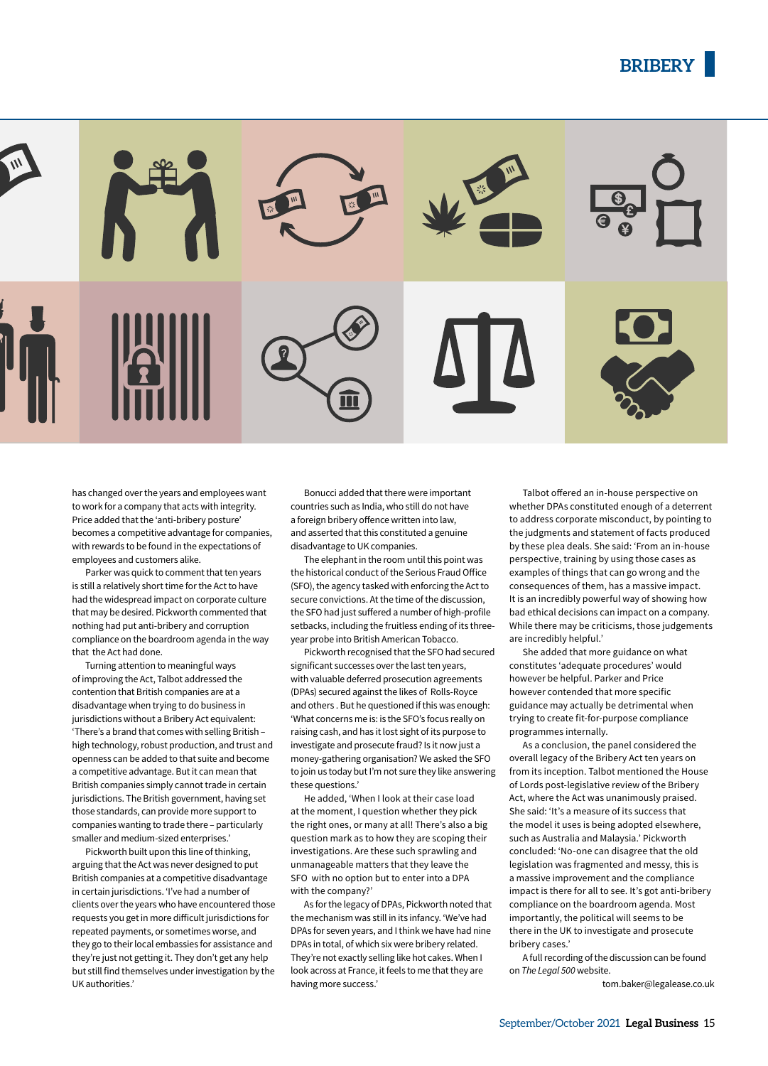has changed over the years and employees want to work for a company that acts with integrity. Price added that the 'anti-bribery posture' becomes a competitive advantage for companies, with rewards to be found in the expectations of employees and customers alike.

Parker was quick to comment that ten years is still a relatively short time for the Act to have had the widespread impact on corporate culture that may be desired. Pickworth commented that nothing had put anti-bribery and corruption compliance on the boardroom agenda in the way that the Act had done.

Turning attention to meaningful ways of improving the Act, Talbot addressed the contention that British companies are at a disadvantage when trying to do business in jurisdictions without a Bribery Act equivalent: 'There's a brand that comes with selling British – high technology, robust production, and trust and openness can be added to that suite and become a competitive advantage. But it can mean that British companies simply cannot trade in certain jurisdictions. The British government, having set those standards, can provide more support to companies wanting to trade there – particularly smaller and medium-sized enterprises.'

Pickworth built upon this line of thinking, arguing that the Act was never designed to put British companies at a competitive disadvantage in certain jurisdictions. 'I've had a number of clients over the years who have encountered those requests you get in more difficult jurisdictions for repeated payments, or sometimes worse, and they go to their local embassies for assistance and they're just not getting it. They don't get any help but still find themselves under investigation by the UK authorities.'

Bonucci added that there were important countries such as India, who still do not have a foreign bribery offence written into law, and asserted that this constituted a genuine disadvantage to UK companies.

The elephant in the room until this point was the historical conduct of the Serious Fraud Office (SFO), the agency tasked with enforcing the Act to secure convictions. At the time of the discussion, the SFO had just suffered a number of high-profile setbacks, including the fruitless ending of its three-year probe into British American Tobacco.

Pickworth recognised that the SFO had secured significant successes over the last ten years, with valuable deferred prosecution agreements (DPAs) secured against the likes of Rolls-Royce and others . But he questioned if this was enough: 'What concerns me is: is the SFO's focus really on raising cash, and has it lost sight of its purpose to investigate and prosecute fraud? Is it now just a money-gathering organisation? We asked the SFO to join us today but I'm not sure they like answering these questions.'

He added, 'When I look at their case load at the moment, I question whether they pick the right ones, or many at all! There's also a big question mark as to how they are scoping their investigations. Are these such sprawling and unmanageable matters that they leave the SFO with no option but to enter into a DPA with the company?'

As for the legacy of DPAs, Pickworth noted that the mechanism was still in its infancy. 'We've had DPAs for seven years, and I think we have had nine DPAs in total, of which six were bribery related. They're not exactly selling like hot cakes. When I look across at France, it feels to me that they are having more success.'

Talbot offered an in-house perspective on whether DPAs constituted enough of a deterrent to address corporate misconduct, by pointing to the judgments and statement of facts produced by these plea deals. She said: 'From an in-house perspective, training by using those cases as examples of things that can go wrong and the consequences of them, has a massive impact. It is an incredibly powerful way of showing how bad ethical decisions can impact on a company. While there may be criticisms, those judgements are incredibly helpful.'

She added that more guidance on what constitutes 'adequate procedures' would however be helpful. Parker and Price however contended that more specific guidance may actually be detrimental when trying to create fit-for-purpose compliance programmes internally.

As a conclusion, the panel considered the overall legacy of the Bribery Act ten years on from its inception. Talbot mentioned the House of Lords post-legislative review of the Bribery Act, where the Act was unanimously praised. She said: 'It's a measure of its success that the model it uses is being adopted elsewhere, such as Australia and Malaysia.' Pickworth concluded: 'No-one can disagree that the old legislation was fragmented and messy, this is a massive improvement and the compliance impact is there for all to see. It's got anti-bribery compliance on the boardroom agenda. Most importantly, the political will seems to be there in the UK to investigate and prosecute bribery cases.'

A full recording of the discussion can be found on *The Legal 500* website.

tom.baker@legalease.co.uk